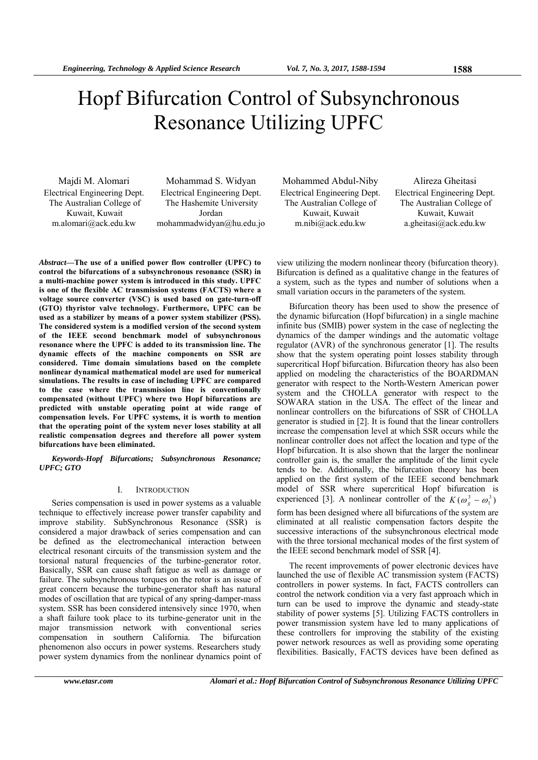# Hopf Bifurcation Control of Subsynchronous Resonance Utilizing UPFC

Majdi M. Alomari
Electrical Engineering Dept.
The Australian College of Kuwait, Kuwait
m.alomari@ack.edu.kw

Mohammad S. Widyan
Electrical Engineering Dept.
The Hashemite University
Jordan
mohammadwidyan@hu.edu.jo

Mohammed Abdul-Niby
Electrical Engineering Dept.
The Australian College of Kuwait, Kuwait
m.nibi@ack.edu.kw

Alireza Gheitasi
Electrical Engineering Dept.
The Australian College of Kuwait, Kuwait
a.gheitasi@ack.edu.kw

***Abstract*—The use of a unified power flow controller (UPFC) to control the bifurcations of a subsynchronous resonance (SSR) in a multi-machine power system is introduced in this study. UPFC is one of the flexible AC transmission systems (FACTS) where a voltage source converter (VSC) is used based on gate-turn-off (GTO) thyristor valve technology. Furthermore, UPFC can be used as a stabilizer by means of a power system stabilizer (PSS). The considered system is a modified version of the second system of the IEEE second benchmark model of subsynchronous resonance where the UPFC is added to its transmission line. The dynamic effects of the machine components on SSR are considered. Time domain simulations based on the complete nonlinear dynamical mathematical model are used for numerical simulations. The results in case of including UPFC are compared to the case where the transmission line is conventionally compensated (without UPFC) where two Hopf bifurcations are predicted with unstable operating point at wide range of compensation levels. For UPFC systems, it is worth to mention that the operating point of the system never loses stability at all realistic compensation degrees and therefore all power system bifurcations have been eliminated.**

***Keywords-Hopf Bifurcations; Subsynchronous Resonance; UPFC; GTO***

## I. Introduction

Series compensation is used in power systems as a valuable technique to effectively increase power transfer capability and improve stability. SubSynchronous Resonance (SSR) is considered a major drawback of series compensation and can be defined as the electromechanical interaction between electrical resonant circuits of the transmission system and the torsional natural frequencies of the turbine-generator rotor. Basically, SSR can cause shaft fatigue as well as damage or failure. The subsynchronous torques on the rotor is an issue of great concern because the turbine-generator shaft has natural modes of oscillation that are typical of any spring-damper-mass system. SSR has been considered intensively since 1970, when a shaft failure took place to its turbine-generator unit in the major transmission network with conventional series compensation in southern California. The bifurcation phenomenon also occurs in power systems. Researchers study power system dynamics from the nonlinear dynamics point of view utilizing the modern nonlinear theory (bifurcation theory). Bifurcation is defined as a qualitative change in the features of a system, such as the types and number of solutions when a small variation occurs in the parameters of the system.

Bifurcation theory has been used to show the presence of the dynamic bifurcation (Hopf bifurcation) in a single machine infinite bus (SMIB) power system in the case of neglecting the dynamics of the damper windings and the automatic voltage regulator (AVR) of the synchronous generator [1]. The results show that the system operating point losses stability through supercritical Hopf bifurcation. Bifurcation theory has also been applied on modeling the characteristics of the BOARDMAN generator with respect to the North-Western American power system and the CHOLLA generator with respect to the SOWARA station in the USA. The effect of the linear and nonlinear controllers on the bifurcations of SSR of CHOLLA generator is studied in [2]. It is found that the linear controllers increase the compensation level at which SSR occurs while the nonlinear controller does not affect the location and type of the Hopf bifurcation. It is also shown that the larger the nonlinear controller gain is, the smaller the amplitude of the limit cycle tends to be. Additionally, the bifurcation theory has been applied on the first system of the IEEE second benchmark model of SSR where supercritical Hopf bifurcation is experienced [3]. A nonlinear controller of the $K(\omega_g^3 - \omega_1^3)$ form has been designed where all bifurcations of the system are eliminated at all realistic compensation factors despite the successive interactions of the subsynchronous electrical mode with the three torsional mechanical modes of the first system of the IEEE second benchmark model of SSR [4].

The recent improvements of power electronic devices have launched the use of flexible AC transmission system (FACTS) controllers in power systems. In fact, FACTS controllers can control the network condition via a very fast approach which in turn can be used to improve the dynamic and steady-state stability of power systems [5]. Utilizing FACTS controllers in power transmission system have led to many applications of these controllers for improving the stability of the existing power network resources as well as providing some operating flexibilities. Basically, FACTS devices have been defined as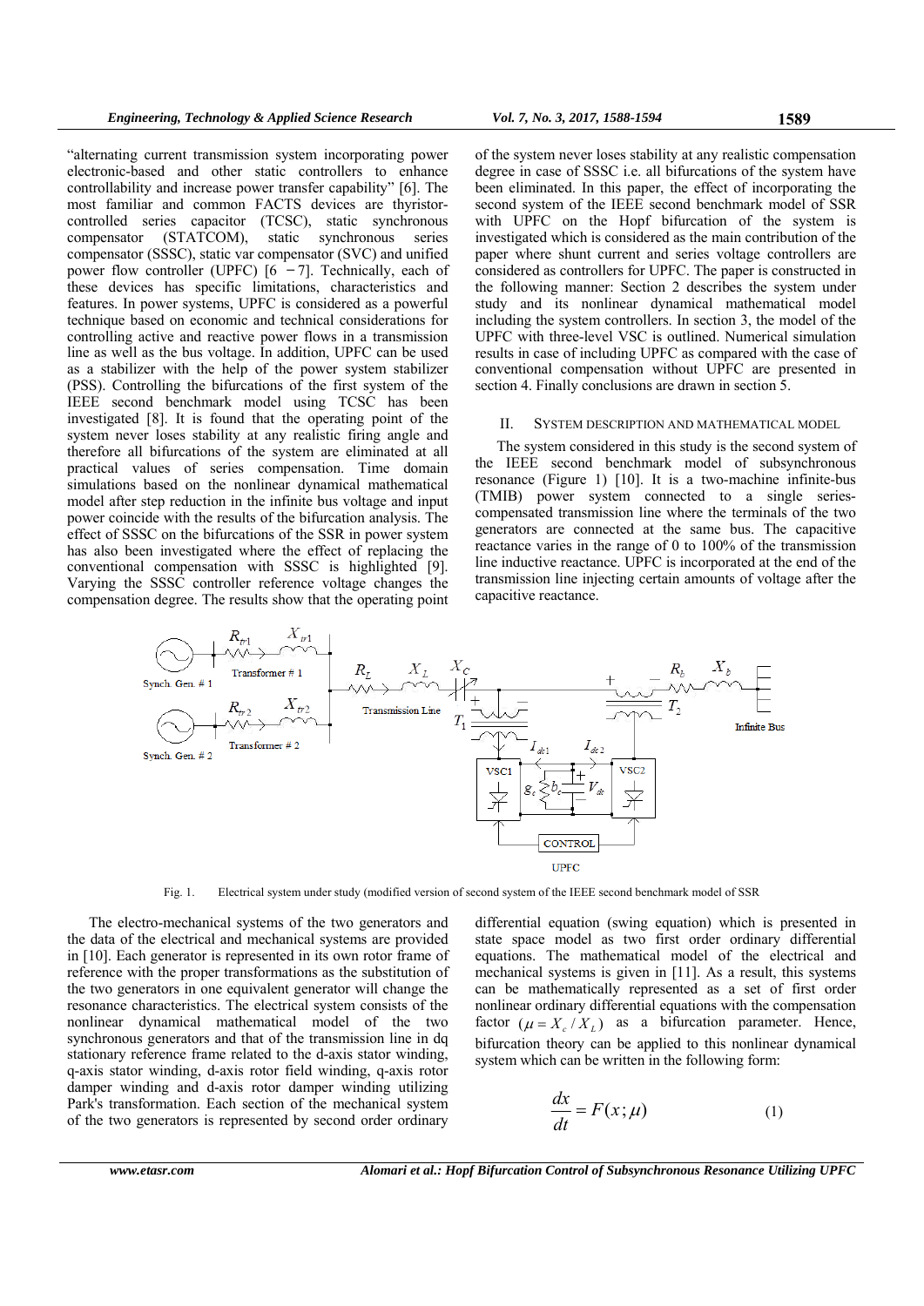"alternating current transmission system incorporating power electronic-based and other static controllers to enhance controllability and increase power transfer capability" [6]. The most familiar and common FACTS devices are thyristor-controlled series capacitor (TCSC), static synchronous compensator (STATCOM), static synchronous series compensator (SSSC), static var compensator (SVC) and unified power flow controller (UPFC) [6 −7]. Technically, each of these devices has specific limitations, characteristics and features. In power systems, UPFC is considered as a powerful technique based on economic and technical considerations for controlling active and reactive power flows in a transmission line as well as the bus voltage. In addition, UPFC can be used as a stabilizer with the help of the power system stabilizer (PSS). Controlling the bifurcations of the first system of the IEEE second benchmark model using TCSC has been investigated [8]. It is found that the operating point of the system never loses stability at any realistic firing angle and therefore all bifurcations of the system are eliminated at all practical values of series compensation. Time domain simulations based on the nonlinear dynamical mathematical model after step reduction in the infinite bus voltage and input power coincide with the results of the bifurcation analysis. The effect of SSSC on the bifurcations of the SSR in power system has also been investigated where the effect of replacing the conventional compensation with SSSC is highlighted [9]. Varying the SSSC controller reference voltage changes the compensation degree. The results show that the operating point of the system never loses stability at any realistic compensation degree in case of SSSC i.e. all bifurcations of the system have been eliminated. In this paper, the effect of incorporating the second system of the IEEE second benchmark model of SSR with UPFC on the Hopf bifurcation of the system is investigated which is considered as the main contribution of the paper where shunt current and series voltage controllers are considered as controllers for UPFC. The paper is constructed in the following manner: Section 2 describes the system under study and its nonlinear dynamical mathematical model including the system controllers. In section 3, the model of the UPFC with three-level VSC is outlined. Numerical simulation results in case of including UPFC as compared with the case of conventional compensation without UPFC are presented in section 4. Finally conclusions are drawn in section 5.

## II. System Description and Mathematical Model

The system considered in this study is the second system of the IEEE second benchmark model of subsynchronous resonance (Figure 1) [10]. It is a two-machine infinite-bus (TMIB) power system connected to a single series-compensated transmission line where the terminals of the two generators are connected at the same bus. The capacitive reactance varies in the range of 0 to 100% of the transmission line inductive reactance. UPFC is incorporated at the end of the transmission line injecting certain amounts of voltage after the capacitive reactance.

Fig. 1. Electrical system under study (modified version of second system of the IEEE second benchmark model of SSR

The electro-mechanical systems of the two generators and the data of the electrical and mechanical systems are provided in [10]. Each generator is represented in its own rotor frame of reference with the proper transformations as the substitution of the two generators in one equivalent generator will change the resonance characteristics. The electrical system consists of the nonlinear dynamical mathematical model of the two synchronous generators and that of the transmission line in dq stationary reference frame related to the d-axis stator winding, q-axis stator winding, d-axis rotor field winding, q-axis rotor damper winding and d-axis rotor damper winding utilizing Park's transformation. Each section of the mechanical system of the two generators is represented by second order ordinary differential equation (swing equation) which is presented in state space model as two first order ordinary differential equations. The mathematical model of the electrical and mechanical systems is given in [11]. As a result, this systems can be mathematically represented as a set of first order nonlinear ordinary differential equations with the compensation factor $(\mu = X_c / X_L)$ as a bifurcation parameter. Hence, bifurcation theory can be applied to this nonlinear dynamical system which can be written in the following form:

$$\frac{dx}{dt} = F(x; \mu) \tag{1}$$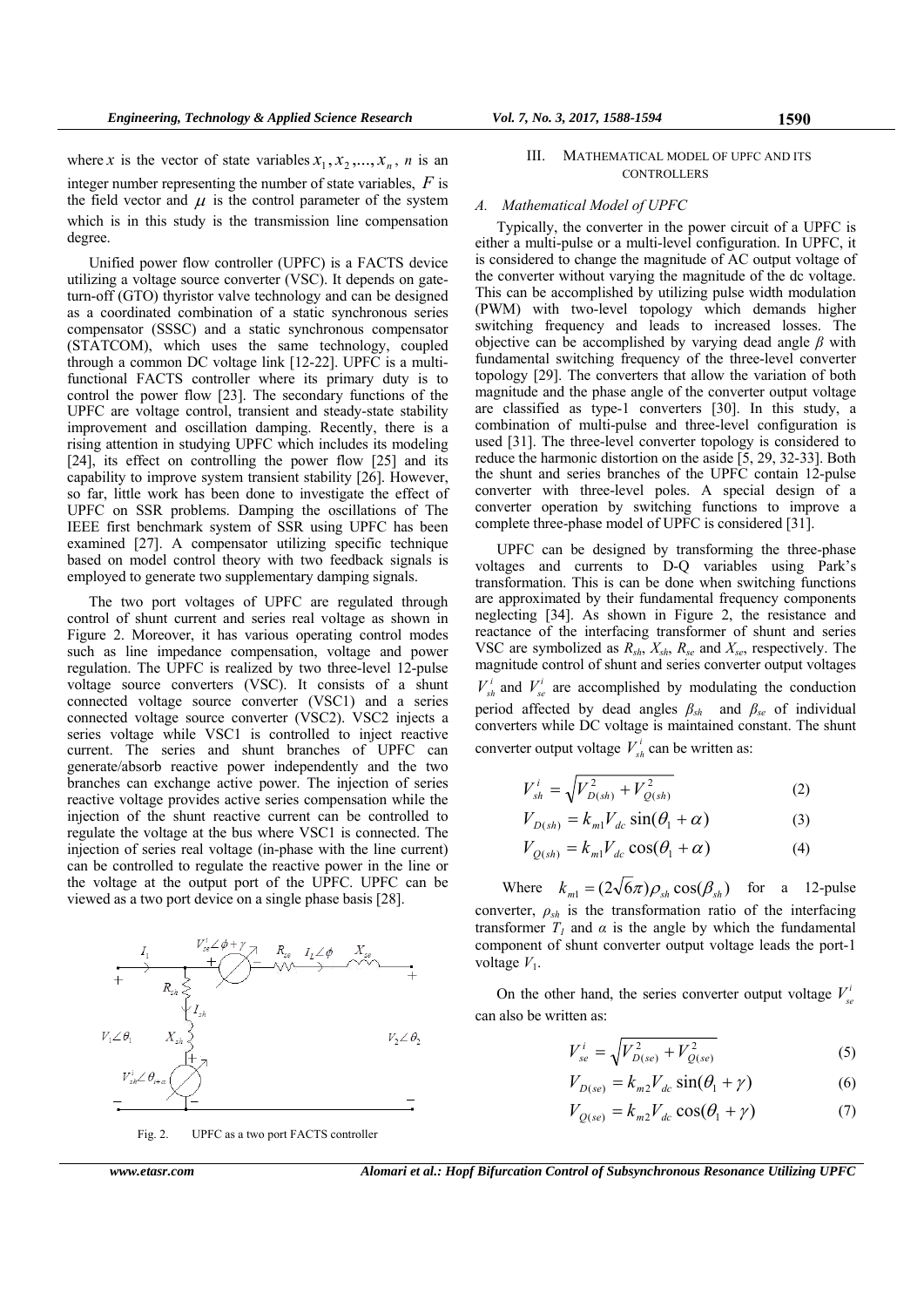where $x$ is the vector of state variables $x_1, x_2, ..., x_n$, $n$ is an integer number representing the number of state variables, $F$ is the field vector and $\mu$ is the control parameter of the system which is in this study is the transmission line compensation degree.

Unified power flow controller (UPFC) is a FACTS device utilizing a voltage source converter (VSC). It depends on gate-turn-off (GTO) thyristor valve technology and can be designed as a coordinated combination of a static synchronous series compensator (SSSC) and a static synchronous compensator (STATCOM), which uses the same technology, coupled through a common DC voltage link [12-22]. UPFC is a multi-functional FACTS controller where its primary duty is to control the power flow [23]. The secondary functions of the UPFC are voltage control, transient and steady-state stability improvement and oscillation damping. Recently, there is a rising attention in studying UPFC which includes its modeling [24], its effect on controlling the power flow [25] and its capability to improve system transient stability [26]. However, so far, little work has been done to investigate the effect of UPFC on SSR problems. Damping the oscillations of The IEEE first benchmark system of SSR using UPFC has been examined [27]. A compensator utilizing specific technique based on model control theory with two feedback signals is employed to generate two supplementary damping signals.

The two port voltages of UPFC are regulated through control of shunt current and series real voltage as shown in Figure 2. Moreover, it has various operating control modes such as line impedance compensation, voltage and power regulation. The UPFC is realized by two three-level 12-pulse voltage source converters (VSC). It consists of a shunt connected voltage source converter (VSC1) and a series connected voltage source converter (VSC2). VSC2 injects a series voltage while VSC1 is controlled to inject reactive current. The series and shunt branches of UPFC can generate/absorb reactive power independently and the two branches can exchange active power. The injection of series reactive voltage provides active series compensation while the injection of the shunt reactive current can be controlled to regulate the voltage at the bus where VSC1 is connected. The injection of series real voltage (in-phase with the line current) can be controlled to regulate the reactive power in the line or the voltage at the output port of the UPFC. UPFC can be viewed as a two port device on a single phase basis [28].

Fig. 2. UPFC as a two port FACTS controller

## III. MATHEMATICAL MODEL OF UPFC AND ITS CONTROLLERS

### A. Mathematical Model of UPFC

Typically, the converter in the power circuit of a UPFC is either a multi-pulse or a multi-level configuration. In UPFC, it is considered to change the magnitude of AC output voltage of the converter without varying the magnitude of the dc voltage. This can be accomplished by utilizing pulse width modulation (PWM) with two-level topology which demands higher switching frequency and leads to increased losses. The objective can be accomplished by varying dead angle $\beta$ with fundamental switching frequency of the three-level converter topology [29]. The converters that allow the variation of both magnitude and the phase angle of the converter output voltage are classified as type-1 converters [30]. In this study, a combination of multi-pulse and three-level configuration is used [31]. The three-level converter topology is considered to reduce the harmonic distortion on the aside [5, 29, 32-33]. Both the shunt and series branches of the UPFC contain 12-pulse converter with three-level poles. A special design of a converter operation by switching functions to improve a complete three-phase model of UPFC is considered [31].

UPFC can be designed by transforming the three-phase voltages and currents to D-Q variables using Park's transformation. This is can be done when switching functions are approximated by their fundamental frequency components neglecting [34]. As shown in Figure 2, the resistance and reactance of the interfacing transformer of shunt and series VSC are symbolized as $R_{sh}$, $X_{sh}$, $R_{se}$ and $X_{se}$, respectively. The magnitude control of shunt and series converter output voltages $V_{sh}^i$ and $V_{se}^i$ are accomplished by modulating the conduction period affected by dead angles $\beta_{sh}$ and $\beta_{se}$ of individual converters while DC voltage is maintained constant. The shunt converter output voltage $V_{sh}^i$ can be written as:

$$V_{sh}^i = \sqrt{V_{D(sh)}^2 + V_{Q(sh)}^2} \tag{2}$$

$$V_{D(sh)} = k_{m1} V_{dc} \sin(\theta_1 + \alpha) \tag{3}$$

$$V_{Q(sh)} = k_{m1} V_{dc} \cos(\theta_1 + \alpha) \tag{4}$$

Where $k_{m1} = (2\sqrt{6}\pi)\rho_{sh}\cos(\beta_{sh})$ for a 12-pulse converter, $\rho_{sh}$ is the transformation ratio of the interfacing transformer $T_1$ and $\alpha$ is the angle by which the fundamental component of shunt converter output voltage leads the port-1 voltage $V_1$.

On the other hand, the series converter output voltage $V_{se}^i$ can also be written as:

$$V_{se}^i = \sqrt{V_{D(se)}^2 + V_{Q(se)}^2} \tag{5}$$

$$V_{D(se)} = k_{m2} V_{dc} \sin(\theta_1 + \gamma) \tag{6}$$

$$V_{Q(se)} = k_{m2} V_{dc} \cos(\theta_1 + \gamma) \tag{7}$$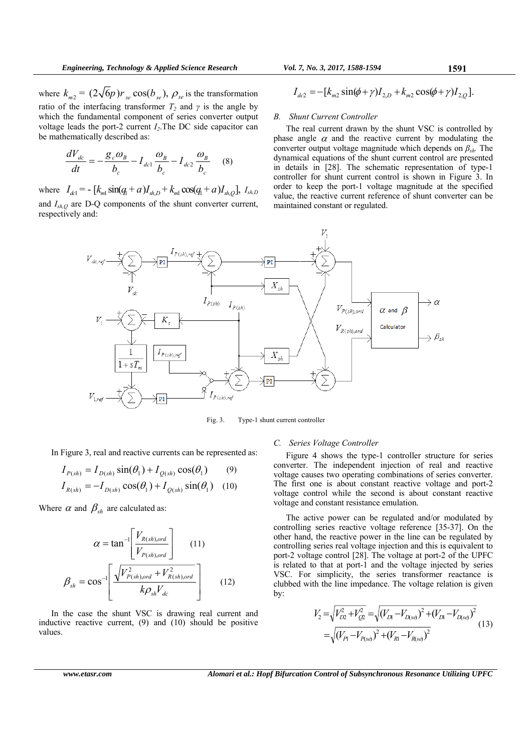where $k_{m2} = (2\sqrt{6}p)r_{se}\cos(b_{se})$, $\rho_{se}$ is the transformation ratio of the interfacing transformer $T_2$ and $\gamma$ is the angle by which the fundamental component of series converter output voltage leads the port-2 current $I_2$. The DC side capacitor can be mathematically described as:

$$\frac{dV_{dc}}{dt} = -\frac{g_c\omega_B}{b_c} - I_{dc1}\frac{\omega_B}{b_c} - I_{dc2}\frac{\omega_B}{b_c} \quad (8)$$

where $I_{dc1} = -[k_{m1}\sin(q_1 + a)I_{sh,D} + k_{m1}\cos(q_1 + a)I_{sh,Q}]$, $I_{sh,D}$ and $I_{sh,Q}$ are D-Q components of the shunt converter current, respectively and:

$$I_{dc2} = -[k_{m2}\sin(\phi+\gamma)I_{2,D} + k_{m2}\cos(\phi+\gamma)I_{2,Q}].$$

### B. Shunt Current Controller

The real current drawn by the shunt VSC is controlled by phase angle $\alpha$ and the reactive current by modulating the converter output voltage magnitude which depends on $\beta_{sh}$. The dynamical equations of the shunt current control are presented in details in [28]. The schematic representation of type-1 controller for shunt current control is shown in Figure 3. In order to keep the port-1 voltage magnitude at the specified value, the reactive current reference of shunt converter can be maintained constant or regulated.

Fig. 3. Type-1 shunt current controller

In Figure 3, real and reactive currents can be represented as:

$$I_{P(sh)} = I_{D(sh)}\sin(\theta_1) + I_{Q(sh)}\cos(\theta_1) \quad (9)$$

$$I_{R(sh)} = -I_{D(sh)}\cos(\theta_1) + I_{Q(sh)}\sin(\theta_1) \quad (10)$$

Where $\alpha$ and $\beta_{sh}$ are calculated as:

$$\alpha = \tan^{-1}\left[\frac{V_{R(sh),ord}}{V_{P(sh),ord}}\right] \quad (11)$$

$$\beta_{sh} = \cos^{-1}\left[\frac{\sqrt{V_{P(sh),ord}^2 + V_{R(sh),ord}^2}}{k\rho_{sh}V_{dc}}\right] \quad (12)$$

In the case the shunt VSC is drawing real current and inductive reactive current, (9) and (10) should be positive values.

### C. Series Voltage Controller

Figure 4 shows the type-1 controller structure for series converter. The independent injection of real and reactive voltage causes two operating combinations of series converter. The first one is about constant reactive voltage and port-2 voltage control while the second is about constant reactive voltage and constant resistance emulation.

The active power can be regulated and/or modulated by controlling series reactive voltage reference [35-37]. On the other hand, the reactive power in the line can be regulated by controlling series real voltage injection and this is equivalent to port-2 voltage control [28]. The voltage at port-2 of the UPFC is related to that at port-1 and the voltage injected by series VSC. For simplicity, the series transformer reactance is clubbed with the line impedance. The voltage relation is given by:

$$V_2 = \sqrt{V_{D2}^2 + V_{Q2}^2} = \sqrt{(V_{D1} - V_{D(se)})^2 + (V_{D1} - V_{D(se)})^2} = \sqrt{(V_{P1} - V_{P(se)})^2 + (V_{R1} - V_{R(se)})^2} \quad (13)$$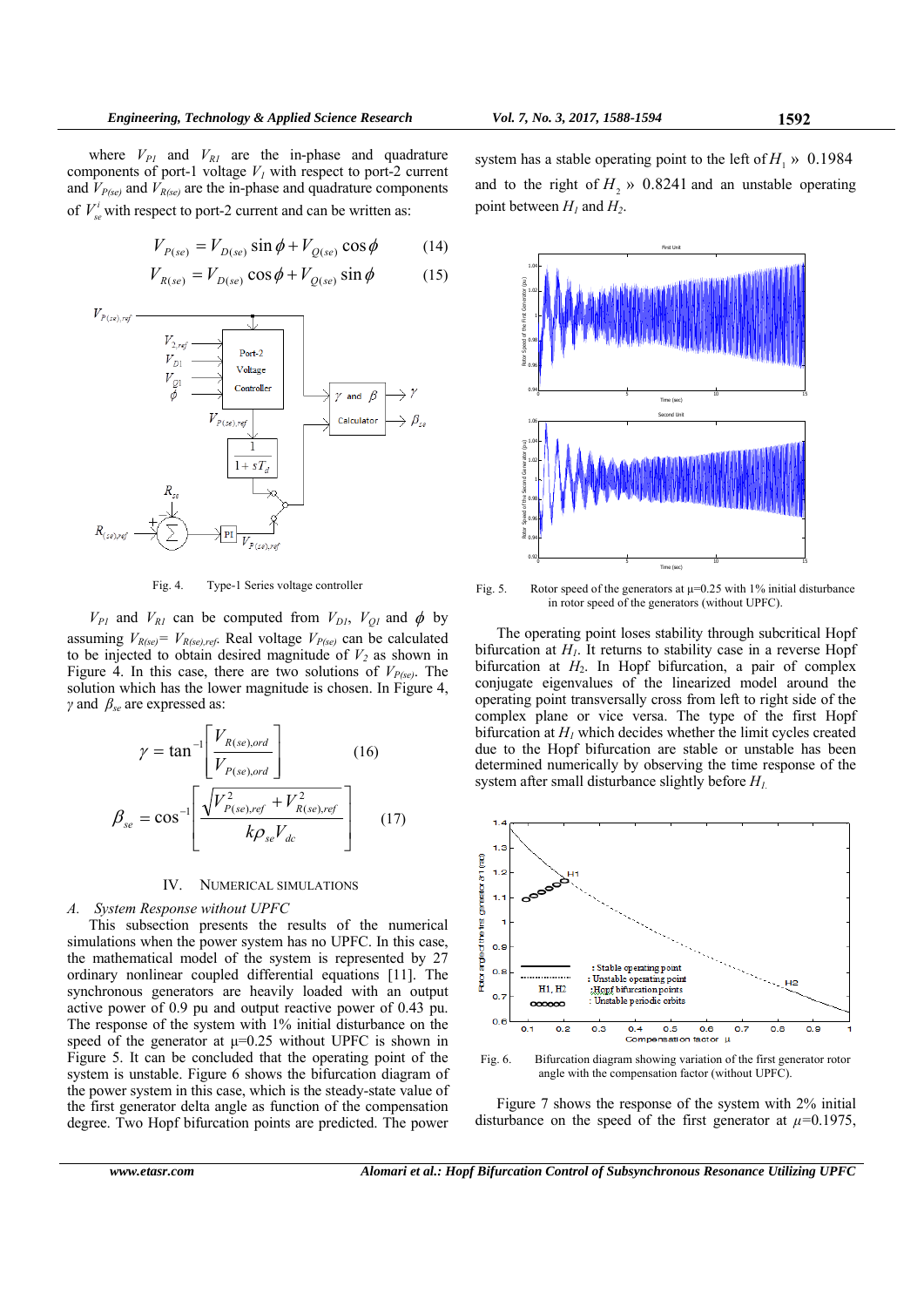where $V_{P1}$ and $V_{R1}$ are the in-phase and quadrature components of port-1 voltage $V_1$ with respect to port-2 current and $V_{P(se)}$ and $V_{R(se)}$ are the in-phase and quadrature components of $V_{se}^{i}$ with respect to port-2 current and can be written as:

$$V_{P(se)} = V_{D(se)} \sin\phi + V_{Q(se)} \cos\phi \qquad (14)$$

$$V_{R(se)} = V_{D(se)} \cos\phi + V_{Q(se)} \sin\phi \qquad (15)$$

Fig. 4. Type-1 Series voltage controller

$V_{P1}$ and $V_{R1}$ can be computed from $V_{D1}$, $V_{Q1}$ and $\phi$ by assuming $V_{R(se)} = V_{R(se),ref}$. Real voltage $V_{P(se)}$ can be calculated to be injected to obtain desired magnitude of $V_2$ as shown in Figure 4. In this case, there are two solutions of $V_{P(se)}$. The solution which has the lower magnitude is chosen. In Figure 4, $\gamma$ and $\beta_{se}$ are expressed as:

$$\gamma = \tan^{-1}\left[\frac{V_{R(se),ord}}{V_{P(se),ord}}\right] \qquad (16)$$

$$\beta_{se} = \cos^{-1}\left[\frac{\sqrt{V_{P(se),ref}^{2} + V_{R(se),ref}^{2}}}{k\rho_{se}V_{dc}}\right] \qquad (17)$$

## IV. NUMERICAL SIMULATIONS

### *A. System Response without UPFC*

This subsection presents the results of the numerical simulations when the power system has no UPFC. In this case, the mathematical model of the system is represented by 27 ordinary nonlinear coupled differential equations [11]. The synchronous generators are heavily loaded with an output active power of 0.9 pu and output reactive power of 0.43 pu. The response of the system with 1% initial disturbance on the speed of the generator at μ=0.25 without UPFC is shown in Figure 5. It can be concluded that the operating point of the system is unstable. Figure 6 shows the bifurcation diagram of the power system in this case, which is the steady-state value of the first generator delta angle as function of the compensation degree. Two Hopf bifurcation points are predicted. The power system has a stable operating point to the left of $H_1 \approx 0.1984$ and to the right of $H_2 \approx 0.8241$ and an unstable operating point between $H_1$ and $H_2$.

Fig. 5. Rotor speed of the generators at μ=0.25 with 1% initial disturbance in rotor speed of the generators (without UPFC).

The operating point loses stability through subcritical Hopf bifurcation at $H_1$. It returns to stability case in a reverse Hopf bifurcation at $H_2$. In Hopf bifurcation, a pair of complex conjugate eigenvalues of the linearized model around the operating point transversally cross from left to right side of the complex plane or vice versa. The type of the first Hopf bifurcation at $H_1$ which decides whether the limit cycles created due to the Hopf bifurcation are stable or unstable has been determined numerically by observing the time response of the system after small disturbance slightly before $H_1$.

Fig. 6. Bifurcation diagram showing variation of the first generator rotor angle with the compensation factor (without UPFC).

Figure 7 shows the response of the system with 2% initial disturbance on the speed of the first generator at $\mu$=0.1975,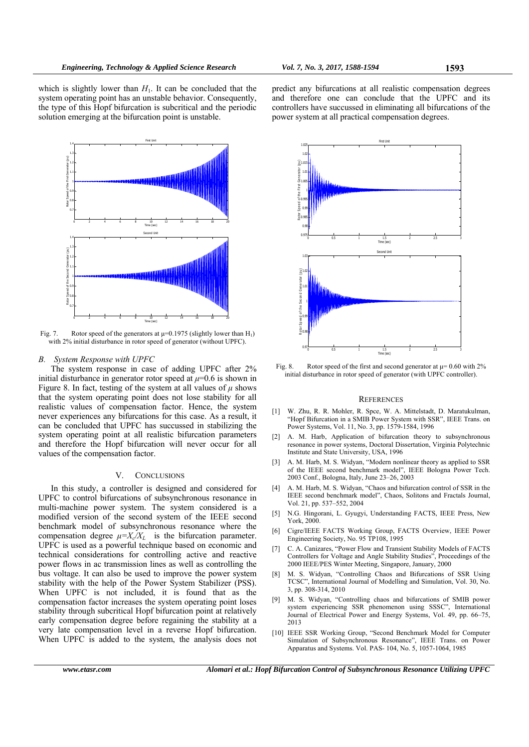which is slightly lower than $H_1$. It can be concluded that the system operating point has an unstable behavior. Consequently, the type of this Hopf bifurcation is subcritical and the periodic solution emerging at the bifurcation point is unstable.

Fig. 7. Rotor speed of the generators at $\mu$=0.1975 (slightly lower than $H_1$) with 2% initial disturbance in rotor speed of generator (without UPFC).

### B. System Response with UPFC

The system response in case of adding UPFC after 2% initial disturbance in generator rotor speed at $\mu$=0.6 is shown in Figure 8. In fact, testing of the system at all values of $\mu$ shows that the system operating point does not lose stability for all realistic values of compensation factor. Hence, the system never experiences any bifurcations for this case. As a result, it can be concluded that UPFC has successed in stabilizing the system operating point at all realistic bifurcation parameters and therefore the Hopf bifurcation will never occur for all values of the compensation factor.

## V. CONCLUSIONS

In this study, a controller is designed and considered for UPFC to control bifurcations of subsynchronous resonance in multi-machine power system. The system considered is a modified version of the second system of the IEEE second benchmark model of subsynchronous resonance where the compensation degree $\mu=X_c/X_L$ is the bifurcation parameter. UPFC is used as a powerful technique based on economic and technical considerations for controlling active and reactive power flows in ac transmission lines as well as controlling the bus voltage. It can also be used to improve the power system stability with the help of the Power System Stabilizer (PSS). When UPFC is not included, it is found that as the compensation factor increases the system operating point loses stability through subcritical Hopf bifurcation point at relatively early compensation degree before regaining the stability at a very late compensation level in a reverse Hopf bifurcation. When UPFC is added to the system, the analysis does not predict any bifurcations at all realistic compensation degrees and therefore one can conclude that the UPFC and its controllers have successed in eliminating all bifurcations of the power system at all practical compensation degrees.

Fig. 8. Rotor speed of the first and second generator at $\mu$= 0.60 with 2% initial disturbance in rotor speed of generator (with UPFC controller).

## REFERENCES

[1] W. Zhu, R. R. Mohler, R. Spce, W. A. Mittelstadt, D. Maratukulman, "Hopf Bifurcation in a SMIB Power System with SSR", IEEE Trans. on Power Systems, Vol. 11, No. 3, pp. 1579-1584, 1996

[2] A. M. Harb, Application of bifurcation theory to subsynchronous resonance in power systems, Doctoral Dissertation, Virginia Polytechnic Institute and State University, USA, 1996

[3] A. M. Harb, M. S. Widyan, "Modern nonlinear theory as applied to SSR of the IEEE second benchmark model", IEEE Bologna Power Tech. 2003 Conf., Bologna, Italy, June 23–26, 2003

[4] A. M. Harb, M. S. Widyan, "Chaos and bifurcation control of SSR in the IEEE second benchmark model", Chaos, Solitons and Fractals Journal, Vol. 21, pp. 537–552, 2004

[5] N.G. Hingorani, L. Gyugyi, Understanding FACTS, IEEE Press, New York, 2000.

[6] Cigre/IEEE FACTS Working Group, FACTS Overview, IEEE Power Engineering Society, No. 95 TP108, 1995

[7] C. A. Canizares, "Power Flow and Transient Stability Models of FACTS Controllers for Voltage and Angle Stability Studies", Proceedings of the 2000 IEEE/PES Winter Meeting, Singapore, January, 2000

[8] M. S. Widyan, "Controlling Chaos and Bifurcations of SSR Using TCSC", International Journal of Modelling and Simulation, Vol. 30, No. 3, pp. 308-314, 2010

[9] M. S. Widyan, "Controlling chaos and bifurcations of SMIB power system experiencing SSR phenomenon using SSSC", International Journal of Electrical Power and Energy Systems, Vol. 49, pp. 66–75, 2013

[10] IEEE SSR Working Group, "Second Benchmark Model for Computer Simulation of Subsynchronous Resonance", IEEE Trans. on Power Apparatus and Systems. Vol. PAS- 104, No. 5, 1057-1064, 1985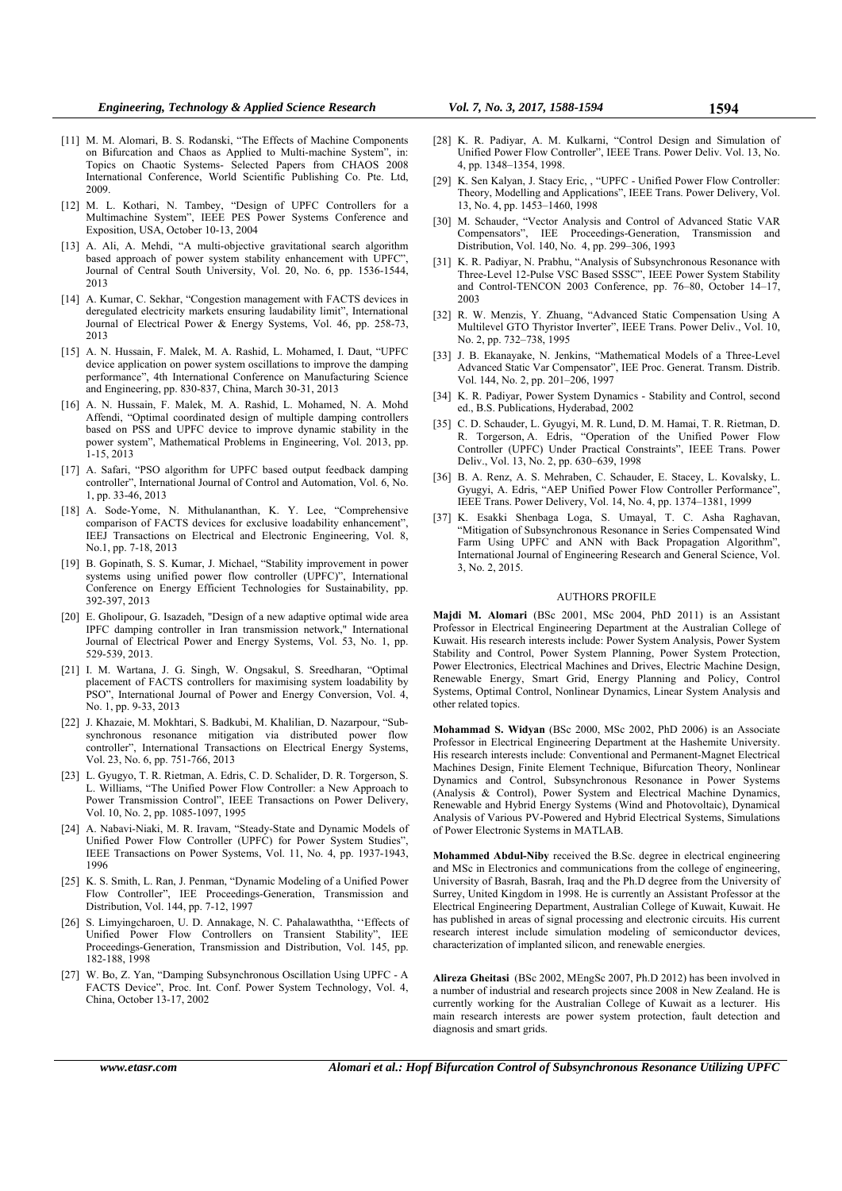[11] M. M. Alomari, B. S. Rodanski, "The Effects of Machine Components on Bifurcation and Chaos as Applied to Multi-machine System", in: Topics on Chaotic Systems- Selected Papers from CHAOS 2008 International Conference, World Scientific Publishing Co. Pte. Ltd, 2009.

[12] M. L. Kothari, N. Tambey, "Design of UPFC Controllers for a Multimachine System", IEEE PES Power Systems Conference and Exposition, USA, October 10-13, 2004

[13] A. Ali, A. Mehdi, "A multi-objective gravitational search algorithm based approach of power system stability enhancement with UPFC", Journal of Central South University, Vol. 20, No. 6, pp. 1536-1544, 2013

[14] A. Kumar, C. Sekhar, "Congestion management with FACTS devices in deregulated electricity markets ensuring laudability limit", International Journal of Electrical Power & Energy Systems, Vol. 46, pp. 258-73, 2013

[15] A. N. Hussain, F. Malek, M. A. Rashid, L. Mohamed, I. Daut, "UPFC device application on power system oscillations to improve the damping performance", 4th International Conference on Manufacturing Science and Engineering, pp. 830-837, China, March 30-31, 2013

[16] A. N. Hussain, F. Malek, M. A. Rashid, L. Mohamed, N. A. Mohd Affendi, "Optimal coordinated design of multiple damping controllers based on PSS and UPFC device to improve dynamic stability in the power system", Mathematical Problems in Engineering, Vol. 2013, pp. 1-15, 2013

[17] A. Safari, "PSO algorithm for UPFC based output feedback damping controller", International Journal of Control and Automation, Vol. 6, No. 1, pp. 33-46, 2013

[18] A. Sode-Yome, N. Mithulananthan, K. Y. Lee, "Comprehensive comparison of FACTS devices for exclusive loadability enhancement", IEEJ Transactions on Electrical and Electronic Engineering, Vol. 8, No.1, pp. 7-18, 2013

[19] B. Gopinath, S. S. Kumar, J. Michael, "Stability improvement in power systems using unified power flow controller (UPFC)", International Conference on Energy Efficient Technologies for Sustainability, pp. 392-397, 2013

[20] E. Gholipour, G. Isazadeh, "Design of a new adaptive optimal wide area IPFC damping controller in Iran transmission network," International Journal of Electrical Power and Energy Systems, Vol. 53, No. 1, pp. 529-539, 2013.

[21] I. M. Wartana, J. G. Singh, W. Ongsakul, S. Sreedharan, "Optimal placement of FACTS controllers for maximising system loadability by PSO", International Journal of Power and Energy Conversion, Vol. 4, No. 1, pp. 9-33, 2013

[22] J. Khazaie, M. Mokhtari, S. Badkubi, M. Khalilian, D. Nazarpour, "Sub-synchronous resonance mitigation via distributed power flow controller", International Transactions on Electrical Energy Systems, Vol. 23, No. 6, pp. 751-766, 2013

[23] L. Gyugyo, T. R. Rietman, A. Edris, C. D. Schalider, D. R. Torgerson, S. L. Williams, "The Unified Power Flow Controller: a New Approach to Power Transmission Control", IEEE Transactions on Power Delivery, Vol. 10, No. 2, pp. 1085-1097, 1995

[24] A. Nabavi-Niaki, M. R. Iravam, "Steady-State and Dynamic Models of Unified Power Flow Controller (UPFC) for Power System Studies", IEEE Transactions on Power Systems, Vol. 11, No. 4, pp. 1937-1943, 1996

[25] K. S. Smith, L. Ran, J. Penman, "Dynamic Modeling of a Unified Power Flow Controller", IEE Proceedings-Generation, Transmission and Distribution, Vol. 144, pp. 7-12, 1997

[26] S. Limyingcharoen, U. D. Annakage, N. C. Pahalawaththa, ''Effects of Unified Power Flow Controllers on Transient Stability", IEE Proceedings-Generation, Transmission and Distribution, Vol. 145, pp. 182-188, 1998

[27] W. Bo, Z. Yan, "Damping Subsynchronous Oscillation Using UPFC - A FACTS Device", Proc. Int. Conf. Power System Technology, Vol. 4, China, October 13-17, 2002

[28] K. R. Padiyar, A. M. Kulkarni, "Control Design and Simulation of Unified Power Flow Controller", IEEE Trans. Power Deliv. Vol. 13, No. 4, pp. 1348–1354, 1998.

[29] K. Sen Kalyan, J. Stacy Eric, , "UPFC - Unified Power Flow Controller: Theory, Modelling and Applications", IEEE Trans. Power Delivery, Vol. 13, No. 4, pp. 1453–1460, 1998

[30] M. Schauder, "Vector Analysis and Control of Advanced Static VAR Compensators", IEE Proceedings-Generation, Transmission and Distribution, Vol. 140, No. 4, pp. 299–306, 1993

[31] K. R. Padiyar, N. Prabhu, "Analysis of Subsynchronous Resonance with Three-Level 12-Pulse VSC Based SSSC", IEEE Power System Stability and Control-TENCON 2003 Conference, pp. 76–80, October 14–17, 2003

[32] R. W. Menzis, Y. Zhuang, "Advanced Static Compensation Using A Multilevel GTO Thyristor Inverter", IEEE Trans. Power Deliv., Vol. 10, No. 2, pp. 732–738, 1995

[33] J. B. Ekanayake, N. Jenkins, "Mathematical Models of a Three-Level Advanced Static Var Compensator", IEE Proc. Generat. Transm. Distrib. Vol. 144, No. 2, pp. 201–206, 1997

[34] K. R. Padiyar, Power System Dynamics - Stability and Control, second ed., B.S. Publications, Hyderabad, 2002

[35] C. D. Schauder, L. Gyugyi, M. R. Lund, D. M. Hamai, T. R. Rietman, D. R. Torgerson, A. Edris, "Operation of the Unified Power Flow Controller (UPFC) Under Practical Constraints", IEEE Trans. Power Deliv., Vol. 13, No. 2, pp. 630–639, 1998

[36] B. A. Renz, A. S. Mehraben, C. Schauder, E. Stacey, L. Kovalsky, L. Gyugyi, A. Edris, "AEP Unified Power Flow Controller Performance", IEEE Trans. Power Delivery, Vol. 14, No. 4, pp. 1374–1381, 1999

[37] K. Esakki Shenbaga Loga, S. Umayal, T. C. Asha Raghavan, "Mitigation of Subsynchronous Resonance in Series Compensated Wind Farm Using UPFC and ANN with Back Propagation Algorithm", International Journal of Engineering Research and General Science, Vol. 3, No. 2, 2015.

## AUTHORS PROFILE

**Majdi M. Alomari** (BSc 2001, MSc 2004, PhD 2011) is an Assistant Professor in Electrical Engineering Department at the Australian College of Kuwait. His research interests include: Power System Analysis, Power System Stability and Control, Power System Planning, Power System Protection, Power Electronics, Electrical Machines and Drives, Electric Machine Design, Renewable Energy, Smart Grid, Energy Planning and Policy, Control Systems, Optimal Control, Nonlinear Dynamics, Linear System Analysis and other related topics.

**Mohammad S. Widyan** (BSc 2000, MSc 2002, PhD 2006) is an Associate Professor in Electrical Engineering Department at the Hashemite University. His research interests include: Conventional and Permanent-Magnet Electrical Machines Design, Finite Element Technique, Bifurcation Theory, Nonlinear Dynamics and Control, Subsynchronous Resonance in Power Systems (Analysis & Control), Power System and Electrical Machine Dynamics, Renewable and Hybrid Energy Systems (Wind and Photovoltaic), Dynamical Analysis of Various PV-Powered and Hybrid Electrical Systems, Simulations of Power Electronic Systems in MATLAB.

**Mohammed Abdul-Niby** received the B.Sc. degree in electrical engineering and MSc in Electronics and communications from the college of engineering, University of Basrah, Basrah, Iraq and the Ph.D degree from the University of Surrey, United Kingdom in 1998. He is currently an Assistant Professor at the Electrical Engineering Department, Australian College of Kuwait, Kuwait. He has published in areas of signal processing and electronic circuits. His current research interest include simulation modeling of semiconductor devices, characterization of implanted silicon, and renewable energies.

**Alireza Gheitasi** (BSc 2002, MEngSc 2007, Ph.D 2012) has been involved in a number of industrial and research projects since 2008 in New Zealand. He is currently working for the Australian College of Kuwait as a lecturer. His main research interests are power system protection, fault detection and diagnosis and smart grids.